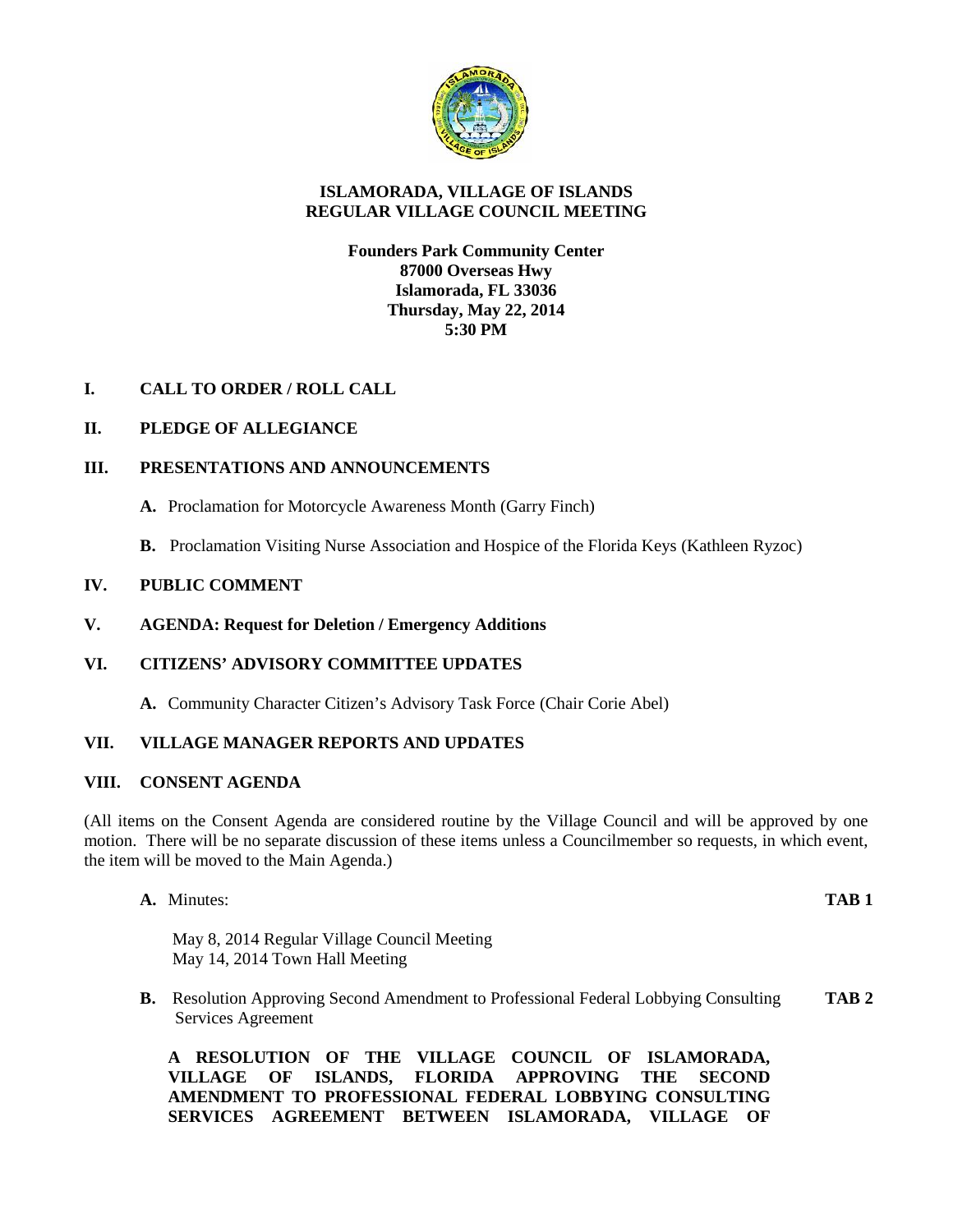# ISLAMORADA, VILLAGE OF ISLANDS
## REGULAR VILLAGE COUNCIL MEETING

**Founders Park Community Center**
**87000 Overseas Hwy**
**Islamorada, FL 33036**
**Thursday, May 22, 2014**
**5:30 PM**

## I. CALL TO ORDER / ROLL CALL

## II. PLEDGE OF ALLEGIANCE

## III. PRESENTATIONS AND ANNOUNCEMENTS

**A.** Proclamation for Motorcycle Awareness Month (Garry Finch)

**B.** Proclamation Visiting Nurse Association and Hospice of the Florida Keys (Kathleen Ryzoc)

## IV. PUBLIC COMMENT

## V. AGENDA: Request for Deletion / Emergency Additions

## VI. CITIZENS' ADVISORY COMMITTEE UPDATES

**A.** Community Character Citizen's Advisory Task Force (Chair Corie Abel)

## VII. VILLAGE MANAGER REPORTS AND UPDATES

## VIII. CONSENT AGENDA

(All items on the Consent Agenda are considered routine by the Village Council and will be approved by one motion. There will be no separate discussion of these items unless a Councilmember so requests, in which event, the item will be moved to the Main Agenda.)

**A.** Minutes: **TAB 1**

May 8, 2014 Regular Village Council Meeting
May 14, 2014 Town Hall Meeting

**B.** Resolution Approving Second Amendment to Professional Federal Lobbying Consulting Services Agreement **TAB 2**

**A RESOLUTION OF THE VILLAGE COUNCIL OF ISLAMORADA, VILLAGE OF ISLANDS, FLORIDA APPROVING THE SECOND AMENDMENT TO PROFESSIONAL FEDERAL LOBBYING CONSULTING SERVICES AGREEMENT BETWEEN ISLAMORADA, VILLAGE OF**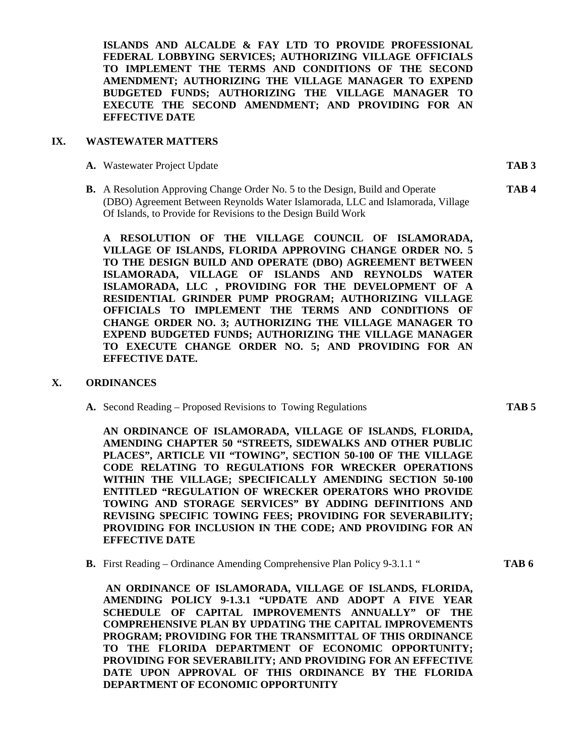**ISLANDS AND ALCALDE & FAY LTD TO PROVIDE PROFESSIONAL FEDERAL LOBBYING SERVICES; AUTHORIZING VILLAGE OFFICIALS TO IMPLEMENT THE TERMS AND CONDITIONS OF THE SECOND AMENDMENT; AUTHORIZING THE VILLAGE MANAGER TO EXPEND BUDGETED FUNDS; AUTHORIZING THE VILLAGE MANAGER TO EXECUTE THE SECOND AMENDMENT; AND PROVIDING FOR AN EFFECTIVE DATE**

## IX. WASTEWATER MATTERS

**A.** Wastewater Project Update **TAB 3**

**B.** A Resolution Approving Change Order No. 5 to the Design, Build and Operate (DBO) Agreement Between Reynolds Water Islamorada, LLC and Islamorada, Village Of Islands, to Provide for Revisions to the Design Build Work **TAB 4**

**A RESOLUTION OF THE VILLAGE COUNCIL OF ISLAMORADA, VILLAGE OF ISLANDS, FLORIDA APPROVING CHANGE ORDER NO. 5 TO THE DESIGN BUILD AND OPERATE (DBO) AGREEMENT BETWEEN ISLAMORADA, VILLAGE OF ISLANDS AND REYNOLDS WATER ISLAMORADA, LLC , PROVIDING FOR THE DEVELOPMENT OF A RESIDENTIAL GRINDER PUMP PROGRAM; AUTHORIZING VILLAGE OFFICIALS TO IMPLEMENT THE TERMS AND CONDITIONS OF CHANGE ORDER NO. 3; AUTHORIZING THE VILLAGE MANAGER TO EXPEND BUDGETED FUNDS; AUTHORIZING THE VILLAGE MANAGER TO EXECUTE CHANGE ORDER NO. 5; AND PROVIDING FOR AN EFFECTIVE DATE.**

## X. ORDINANCES

**A.** Second Reading – Proposed Revisions to Towing Regulations **TAB 5**

**AN ORDINANCE OF ISLAMORADA, VILLAGE OF ISLANDS, FLORIDA, AMENDING CHAPTER 50 "STREETS, SIDEWALKS AND OTHER PUBLIC PLACES", ARTICLE VII "TOWING", SECTION 50-100 OF THE VILLAGE CODE RELATING TO REGULATIONS FOR WRECKER OPERATIONS WITHIN THE VILLAGE; SPECIFICALLY AMENDING SECTION 50-100 ENTITLED "REGULATION OF WRECKER OPERATORS WHO PROVIDE TOWING AND STORAGE SERVICES" BY ADDING DEFINITIONS AND REVISING SPECIFIC TOWING FEES; PROVIDING FOR SEVERABILITY; PROVIDING FOR INCLUSION IN THE CODE; AND PROVIDING FOR AN EFFECTIVE DATE**

**B.** First Reading – Ordinance Amending Comprehensive Plan Policy 9-3.1.1 " **TAB 6**

**AN ORDINANCE OF ISLAMORADA, VILLAGE OF ISLANDS, FLORIDA, AMENDING POLICY 9-1.3.1 "UPDATE AND ADOPT A FIVE YEAR SCHEDULE OF CAPITAL IMPROVEMENTS ANNUALLY" OF THE COMPREHENSIVE PLAN BY UPDATING THE CAPITAL IMPROVEMENTS PROGRAM; PROVIDING FOR THE TRANSMITTAL OF THIS ORDINANCE TO THE FLORIDA DEPARTMENT OF ECONOMIC OPPORTUNITY; PROVIDING FOR SEVERABILITY; AND PROVIDING FOR AN EFFECTIVE DATE UPON APPROVAL OF THIS ORDINANCE BY THE FLORIDA DEPARTMENT OF ECONOMIC OPPORTUNITY**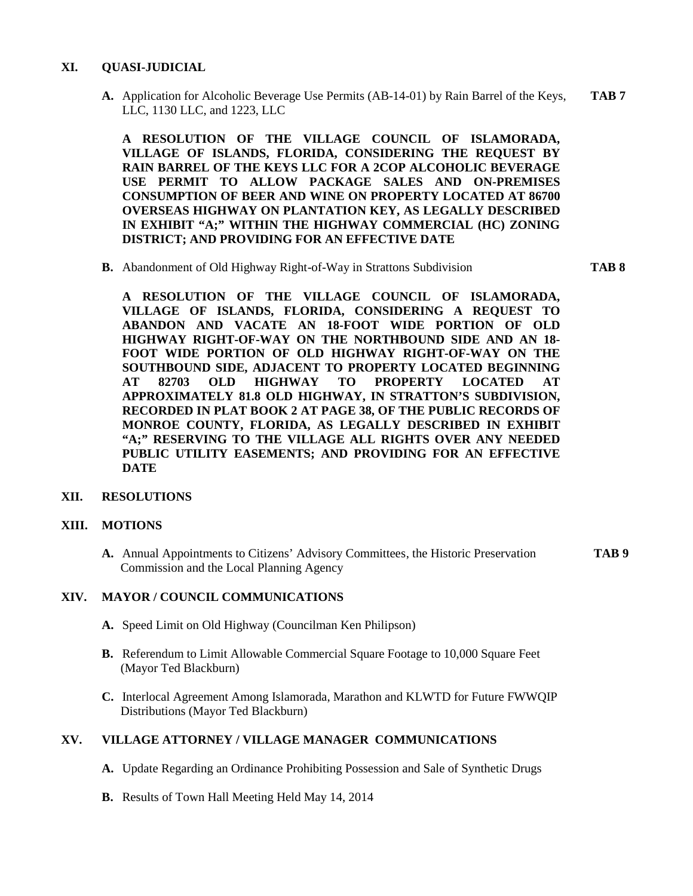## XI. QUASI-JUDICIAL

**A.** Application for Alcoholic Beverage Use Permits (AB-14-01) by Rain Barrel of the Keys, LLC, 1130 LLC, and 1223, LLC **TAB 7**

**A RESOLUTION OF THE VILLAGE COUNCIL OF ISLAMORADA, VILLAGE OF ISLANDS, FLORIDA, CONSIDERING THE REQUEST BY RAIN BARREL OF THE KEYS LLC FOR A 2COP ALCOHOLIC BEVERAGE USE PERMIT TO ALLOW PACKAGE SALES AND ON-PREMISES CONSUMPTION OF BEER AND WINE ON PROPERTY LOCATED AT 86700 OVERSEAS HIGHWAY ON PLANTATION KEY, AS LEGALLY DESCRIBED IN EXHIBIT "A;" WITHIN THE HIGHWAY COMMERCIAL (HC) ZONING DISTRICT; AND PROVIDING FOR AN EFFECTIVE DATE**

**B.** Abandonment of Old Highway Right-of-Way in Strattons Subdivision **TAB 8**

**A RESOLUTION OF THE VILLAGE COUNCIL OF ISLAMORADA, VILLAGE OF ISLANDS, FLORIDA, CONSIDERING A REQUEST TO ABANDON AND VACATE AN 18-FOOT WIDE PORTION OF OLD HIGHWAY RIGHT-OF-WAY ON THE NORTHBOUND SIDE AND AN 18-FOOT WIDE PORTION OF OLD HIGHWAY RIGHT-OF-WAY ON THE SOUTHBOUND SIDE, ADJACENT TO PROPERTY LOCATED BEGINNING AT 82703 OLD HIGHWAY TO PROPERTY LOCATED AT APPROXIMATELY 81.8 OLD HIGHWAY, IN STRATTON'S SUBDIVISION, RECORDED IN PLAT BOOK 2 AT PAGE 38, OF THE PUBLIC RECORDS OF MONROE COUNTY, FLORIDA, AS LEGALLY DESCRIBED IN EXHIBIT "A;" RESERVING TO THE VILLAGE ALL RIGHTS OVER ANY NEEDED PUBLIC UTILITY EASEMENTS; AND PROVIDING FOR AN EFFECTIVE DATE**

## XII. RESOLUTIONS

## XIII. MOTIONS

**A.** Annual Appointments to Citizens' Advisory Committees, the Historic Preservation Commission and the Local Planning Agency **TAB 9**

## XIV. MAYOR / COUNCIL COMMUNICATIONS

**A.** Speed Limit on Old Highway (Councilman Ken Philipson)

**B.** Referendum to Limit Allowable Commercial Square Footage to 10,000 Square Feet (Mayor Ted Blackburn)

**C.** Interlocal Agreement Among Islamorada, Marathon and KLWTD for Future FWWQIP Distributions (Mayor Ted Blackburn)

## XV. VILLAGE ATTORNEY / VILLAGE MANAGER COMMUNICATIONS

**A.** Update Regarding an Ordinance Prohibiting Possession and Sale of Synthetic Drugs

**B.** Results of Town Hall Meeting Held May 14, 2014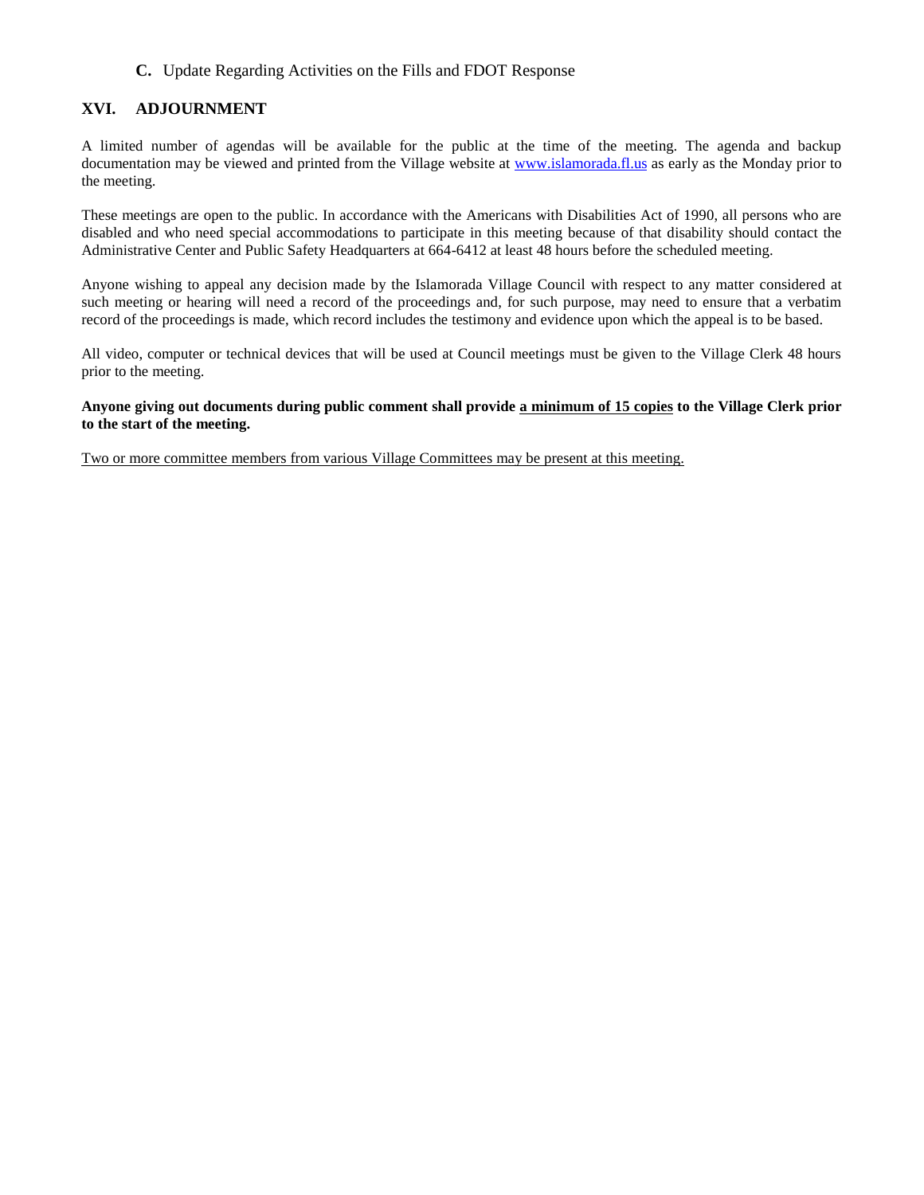**C.** Update Regarding Activities on the Fills and FDOT Response

## XVI. ADJOURNMENT

A limited number of agendas will be available for the public at the time of the meeting. The agenda and backup documentation may be viewed and printed from the Village website at www.islamorada.fl.us as early as the Monday prior to the meeting.

These meetings are open to the public. In accordance with the Americans with Disabilities Act of 1990, all persons who are disabled and who need special accommodations to participate in this meeting because of that disability should contact the Administrative Center and Public Safety Headquarters at 664-6412 at least 48 hours before the scheduled meeting.

Anyone wishing to appeal any decision made by the Islamorada Village Council with respect to any matter considered at such meeting or hearing will need a record of the proceedings and, for such purpose, may need to ensure that a verbatim record of the proceedings is made, which record includes the testimony and evidence upon which the appeal is to be based.

All video, computer or technical devices that will be used at Council meetings must be given to the Village Clerk 48 hours prior to the meeting.

**Anyone giving out documents during public comment shall provide a minimum of 15 copies to the Village Clerk prior to the start of the meeting.**

Two or more committee members from various Village Committees may be present at this meeting.